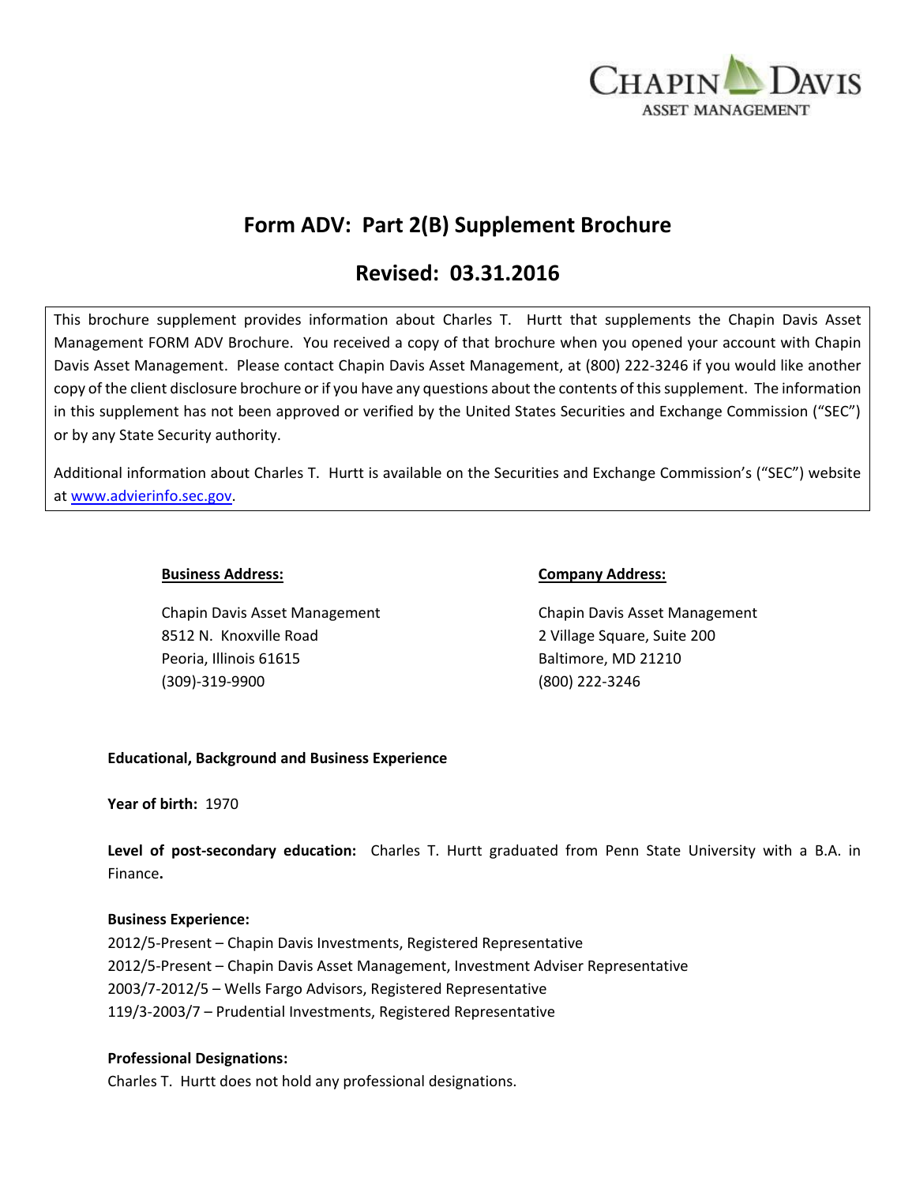# Form ADV: Part 2(B) Supplement Brochure

## Revised: 03.31.2016

This brochure supplement provides information about Charles T. Hurtt that supplements the Chapin Davis Asset Management FORM ADV Brochure. You received a copy of that brochure when you opened your account with Chapin Davis Asset Management. Please contact Chapin Davis Asset Management, at (800) 222-3246 if you would like another copy of the client disclosure brochure or if you have any questions about the contents of this supplement. The information in this supplement has not been approved or verified by the United States Securities and Exchange Commission ("SEC") or by any State Security authority.

Additional information about Charles T. Hurtt is available on the Securities and Exchange Commission's ("SEC") website at www.advierinfo.sec.gov.

**Business Address:**

Chapin Davis Asset Management
8512 N. Knoxville Road
Peoria, Illinois 61615
(309)-319-9900

**Company Address:**

Chapin Davis Asset Management
2 Village Square, Suite 200
Baltimore, MD 21210
(800) 222-3246

**Educational, Background and Business Experience**

**Year of birth:** 1970

**Level of post-secondary education:** Charles T. Hurtt graduated from Penn State University with a B.A. in Finance**.**

**Business Experience:**

2012/5-Present – Chapin Davis Investments, Registered Representative
2012/5-Present – Chapin Davis Asset Management, Investment Adviser Representative
2003/7-2012/5 – Wells Fargo Advisors, Registered Representative
119/3-2003/7 – Prudential Investments, Registered Representative

**Professional Designations:**

Charles T. Hurtt does not hold any professional designations.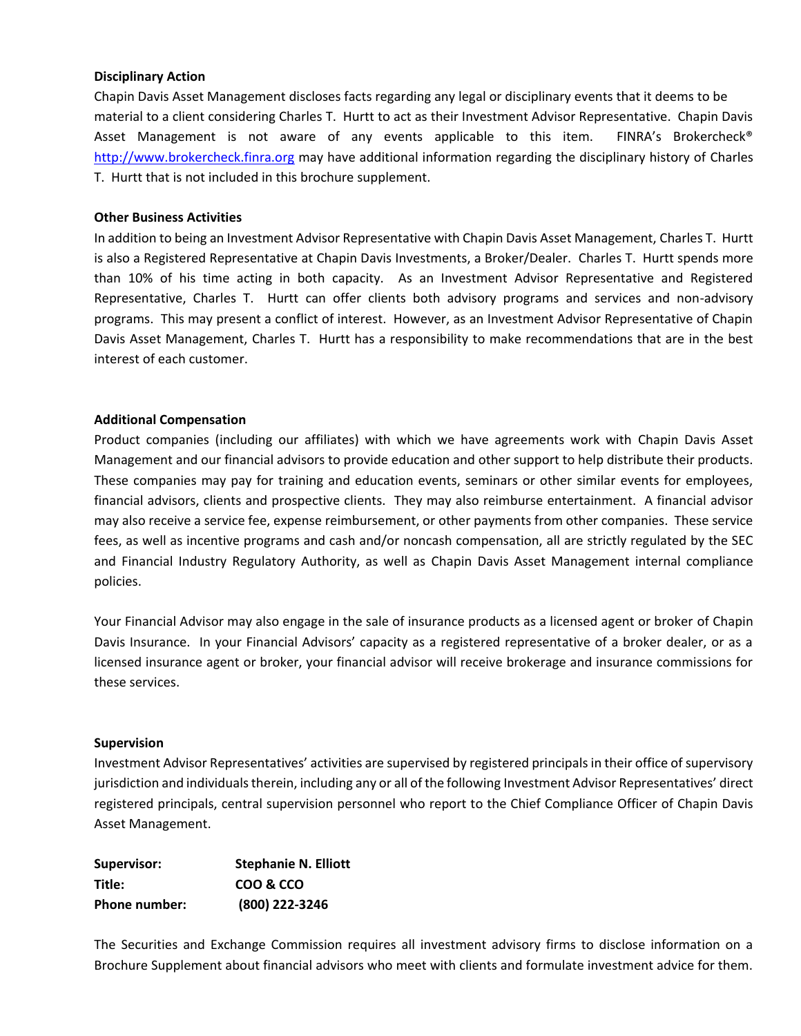**Disciplinary Action**

Chapin Davis Asset Management discloses facts regarding any legal or disciplinary events that it deems to be material to a client considering Charles T. Hurtt to act as their Investment Advisor Representative. Chapin Davis Asset Management is not aware of any events applicable to this item. FINRA's Brokercheck® http://www.brokercheck.finra.org may have additional information regarding the disciplinary history of Charles T. Hurtt that is not included in this brochure supplement.

**Other Business Activities**

In addition to being an Investment Advisor Representative with Chapin Davis Asset Management, Charles T. Hurtt is also a Registered Representative at Chapin Davis Investments, a Broker/Dealer. Charles T. Hurtt spends more than 10% of his time acting in both capacity. As an Investment Advisor Representative and Registered Representative, Charles T. Hurtt can offer clients both advisory programs and services and non-advisory programs. This may present a conflict of interest. However, as an Investment Advisor Representative of Chapin Davis Asset Management, Charles T. Hurtt has a responsibility to make recommendations that are in the best interest of each customer.

**Additional Compensation**

Product companies (including our affiliates) with which we have agreements work with Chapin Davis Asset Management and our financial advisors to provide education and other support to help distribute their products. These companies may pay for training and education events, seminars or other similar events for employees, financial advisors, clients and prospective clients. They may also reimburse entertainment. A financial advisor may also receive a service fee, expense reimbursement, or other payments from other companies. These service fees, as well as incentive programs and cash and/or noncash compensation, all are strictly regulated by the SEC and Financial Industry Regulatory Authority, as well as Chapin Davis Asset Management internal compliance policies.

Your Financial Advisor may also engage in the sale of insurance products as a licensed agent or broker of Chapin Davis Insurance. In your Financial Advisors' capacity as a registered representative of a broker dealer, or as a licensed insurance agent or broker, your financial advisor will receive brokerage and insurance commissions for these services.

**Supervision**

Investment Advisor Representatives' activities are supervised by registered principals in their office of supervisory jurisdiction and individuals therein, including any or all of the following Investment Advisor Representatives' direct registered principals, central supervision personnel who report to the Chief Compliance Officer of Chapin Davis Asset Management.

| | |
|---|---|
| **Supervisor:** | **Stephanie N. Elliott** |
| **Title:** | **COO & CCO** |
| **Phone number:** | **(800) 222-3246** |

The Securities and Exchange Commission requires all investment advisory firms to disclose information on a Brochure Supplement about financial advisors who meet with clients and formulate investment advice for them.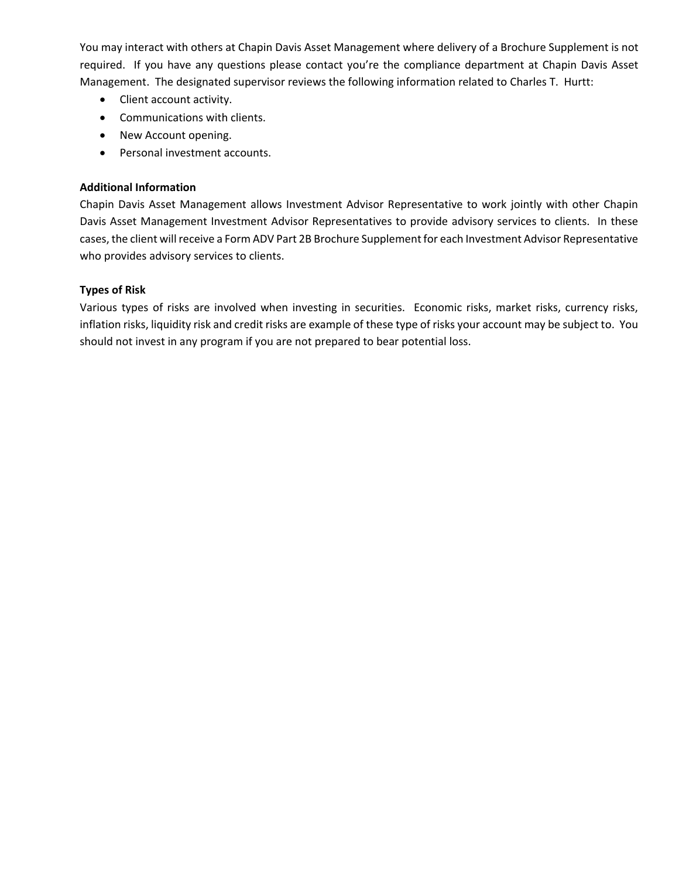You may interact with others at Chapin Davis Asset Management where delivery of a Brochure Supplement is not required. If you have any questions please contact you're the compliance department at Chapin Davis Asset Management. The designated supervisor reviews the following information related to Charles T. Hurtt:

- Client account activity.
- Communications with clients.
- New Account opening.
- Personal investment accounts.

**Additional Information**

Chapin Davis Asset Management allows Investment Advisor Representative to work jointly with other Chapin Davis Asset Management Investment Advisor Representatives to provide advisory services to clients. In these cases, the client will receive a Form ADV Part 2B Brochure Supplement for each Investment Advisor Representative who provides advisory services to clients.

**Types of Risk**

Various types of risks are involved when investing in securities. Economic risks, market risks, currency risks, inflation risks, liquidity risk and credit risks are example of these type of risks your account may be subject to. You should not invest in any program if you are not prepared to bear potential loss.